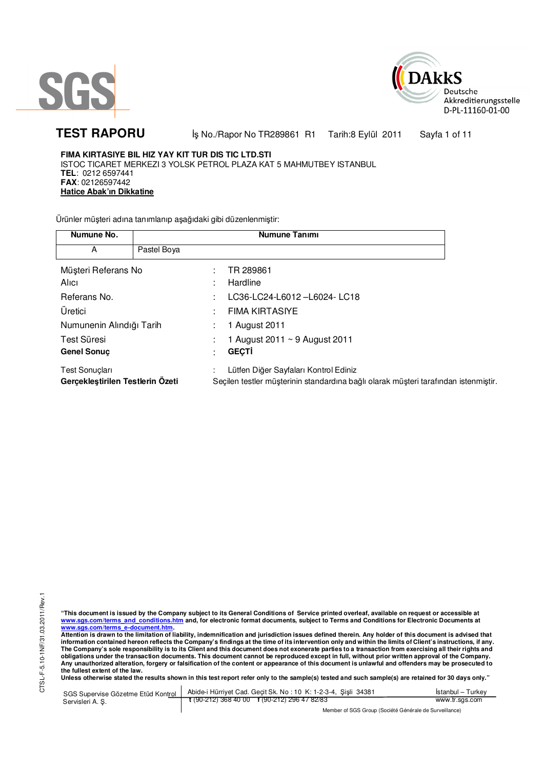SGS

DAkkS
Deutsche
Akkreditierungsstelle
D-PL-11160-01-00

# TEST RAPORU

İş No./Rapor No TR289861 R1    Tarih:8 Eylül 2011    Sayfa 1 of 11

**FIMA KIRTASIYE BIL HIZ YAY KIT TUR DIS TIC LTD.STI**
ISTOC TICARET MERKEZI 3 YOLSK PETROL PLAZA KAT 5 MAHMUTBEY ISTANBUL
**TEL**: 0212 6597441
**FAX**: 02126597442
**Hatice Abak'ın Dikkatine**

Ürünler müşteri adına tanımlanıp aşağıdaki gibi düzenlenmiştir:

| Numune No. | Numune Tanımı |
|---|---|
| A | Pastel Boya |

| | | |
|---|---|---|
| Müşteri Referans No | : | TR 289861 |
| Alıcı | : | Hardline |
| Referans No. | : | LC36-LC24-L6012 –L6024- LC18 |
| Üretici | : | FIMA KIRTASIYE |
| Numunenin Alındığı Tarih | : | 1 August 2011 |
| Test Süresi | : | 1 August 2011 ~ 9 August 2011 |
| **Genel Sonuç** | : | **GEÇTİ** |
| Test Sonuçları | : | Lütfen Diğer Sayfaları Kontrol Ediniz |
| **Gerçekleştirilen Testlerin Özeti** | | Seçilen testler müşterinin standardına bağlı olarak müşteri tarafından istenmiştir. |

**"This document is issued by the Company subject to its General Conditions of Service printed overleaf, available on request or accessible at www.sgs.com/terms_and_conditions.htm and, for electronic format documents, subject to Terms and Conditions for Electronic Documents at www.sgs.com/terms_e-document.htm.**
**Attention is drawn to the limitation of liability, indemnification and jurisdiction issues defined therein. Any holder of this document is advised that information contained hereon reflects the Company's findings at the time of its intervention only and within the limits of Client's instructions, if any. The Company's sole responsibility is to its Client and this document does not exonerate parties to a transaction from exercising all their rights and obligations under the transaction documents. This document cannot be reproduced except in full, without prior written approval of the Company. Any unauthorized alteration, forgery or falsification of the content or appearance of this document is unlawful and offenders may be prosecuted to the fullest extent of the law.**
**Unless otherwise stated the results shown in this test report refer only to the sample(s) tested and such sample(s) are retained for 30 days only."**

CTSL-F-5.10-1NF/31.03.2011/Rev.1

SGS Supervise Gözetme Etüd Kontrol Servisleri A. Ş. | Abide-i Hürriyet Cad. Geçit Sk. No : 10 K: 1-2-3-4, Şişli 34381 | t (90-212) 368 40 00 f (90-212) 296 47 82/83 | İstanbul – Turkey | www.tr.sgs.com

Member of SGS Group (Société Générale de Surveillance)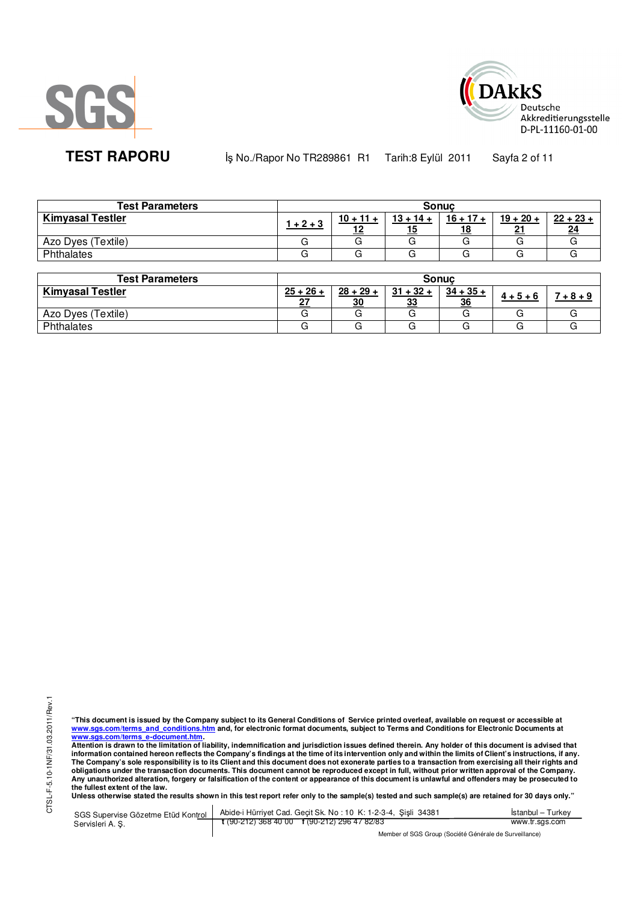**TEST RAPORU** İş No./Rapor No TR289861 R1 Tarih:8 Eylül 2011

| Test Parameters | Sonuç | | | | | |
|---|---|---|---|---|---|---|
| **Kimyasal Testler** | **1 + 2 + 3** | **10 + 11 + 12** | **13 + 14 + 15** | **16 + 17 + 18** | **19 + 20 + 21** | **22 + 23 + 24** |
| Azo Dyes (Textile) | G | G | G | G | G | G |
| Phthalates | G | G | G | G | G | G |

| Test Parameters | Sonuç | | | | | |
|---|---|---|---|---|---|---|
| **Kimyasal Testler** | **25 + 26 + 27** | **28 + 29 + 30** | **31 + 32 + 33** | **34 + 35 + 36** | **4 + 5 + 6** | **7 + 8 + 9** |
| Azo Dyes (Textile) | G | G | G | G | G | G |
| Phthalates | G | G | G | G | G | G |

CTSL-F-5.10-1NF/31.03.2011/Rev.1

**"This document is issued by the Company subject to its General Conditions of Service printed overleaf, available on request or accessible at www.sgs.com/terms_and_conditions.htm and, for electronic format documents, subject to Terms and Conditions for Electronic Documents at www.sgs.com/terms_e-document.htm.**
**Attention is drawn to the limitation of liability, indemnification and jurisdiction issues defined therein. Any holder of this document is advised that information contained hereon reflects the Company's findings at the time of its intervention only and within the limits of Client's instructions, if any. The Company's sole responsibility is to its Client and this document does not exonerate parties to a transaction from exercising all their rights and obligations under the transaction documents. This document cannot be reproduced except in full, without prior written approval of the Company. Any unauthorized alteration, forgery or falsification of the content or appearance of this document is unlawful and offenders may be prosecuted to the fullest extent of the law.**
**Unless otherwise stated the results shown in this test report refer only to the sample(s) tested and such sample(s) are retained for 30 days only."**

SGS Supervise Gözetme Etüd Kontrol Servisleri A. Ş. | Abide-i Hürriyet Cad. Geçit Sk. No : 10 K: 1-2-3-4, Şişli 34381 t (90-212) 368 40 00 f (90-212) 296 47 82/83 | İstanbul – Turkey www.tr.sgs.com

Member of SGS Group (Société Générale de Surveillance)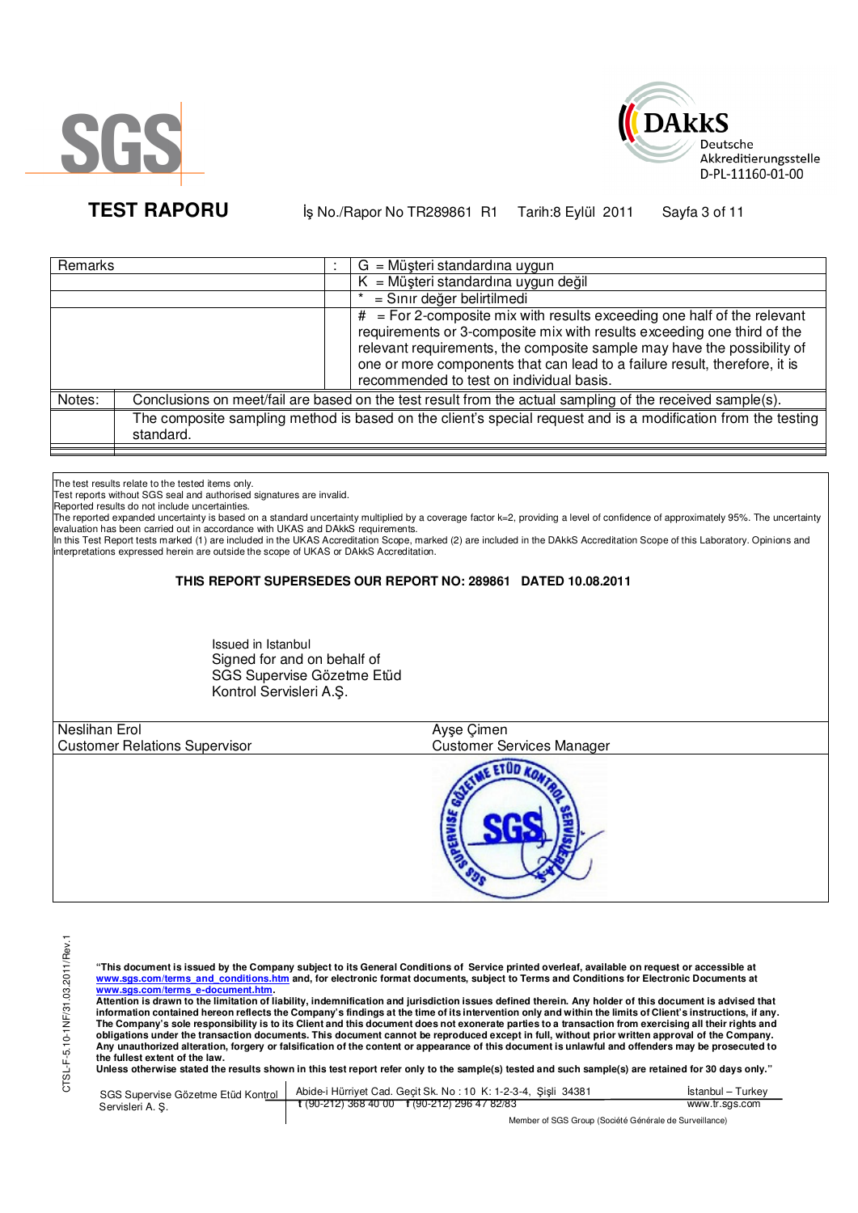**TEST RAPORU** İş No./Rapor No TR289861 R1 Tarih:8 Eylül 2011

| Remarks | : | G = Müşteri standardına uygun |
|---|---|---|
| | | K = Müşteri standardına uygun değil |
| | | * = Sınır değer belirtilmedi |
| | | # = For 2-composite mix with results exceeding one half of the relevant requirements or 3-composite mix with results exceeding one third of the relevant requirements, the composite sample may have the possibility of one or more components that can lead to a failure result, therefore, it is recommended to test on individual basis. |

| Notes: | Conclusions on meet/fail are based on the test result from the actual sampling of the received sample(s). |
|---|---|
| | The composite sampling method is based on the client's special request and is a modification from the testing standard. |

The test results relate to the tested items only.
Test reports without SGS seal and authorised signatures are invalid.
Reported results do not include uncertainties.
The reported expanded uncertainty is based on a standard uncertainty multiplied by a coverage factor k=2, providing a level of confidence of approximately 95%. The uncertainty evaluation has been carried out in accordance with UKAS and DAkkS requirements.
In this Test Report tests marked (1) are included in the UKAS Accreditation Scope, marked (2) are included in the DAkkS Accreditation Scope of this Laboratory. Opinions and interpretations expressed herein are outside the scope of UKAS or DAkkS Accreditation.

**THIS REPORT SUPERSEDES OUR REPORT NO: 289861 DATED 10.08.2011**

Issued in Istanbul
Signed for and on behalf of
SGS Supervise Gözetme Etüd
Kontrol Servisleri A.Ş.

| Neslihan Erol | Ayşe Çimen |
|---|---|
| Customer Relations Supervisor | Customer Services Manager |

**"This document is issued by the Company subject to its General Conditions of Service printed overleaf, available on request or accessible at www.sgs.com/terms_and_conditions.htm and, for electronic format documents, subject to Terms and Conditions for Electronic Documents at www.sgs.com/terms_e-document.htm.**
**Attention is drawn to the limitation of liability, indemnification and jurisdiction issues defined therein. Any holder of this document is advised that information contained hereon reflects the Company's findings at the time of its intervention only and within the limits of Client's instructions, if any. The Company's sole responsibility is to its Client and this document does not exonerate parties to a transaction from exercising all their rights and obligations under the transaction documents. This document cannot be reproduced except in full, without prior written approval of the Company. Any unauthorized alteration, forgery or falsification of the content or appearance of this document is unlawful and offenders may be prosecuted to the fullest extent of the law.**
**Unless otherwise stated the results shown in this test report refer only to the sample(s) tested and such sample(s) are retained for 30 days only."**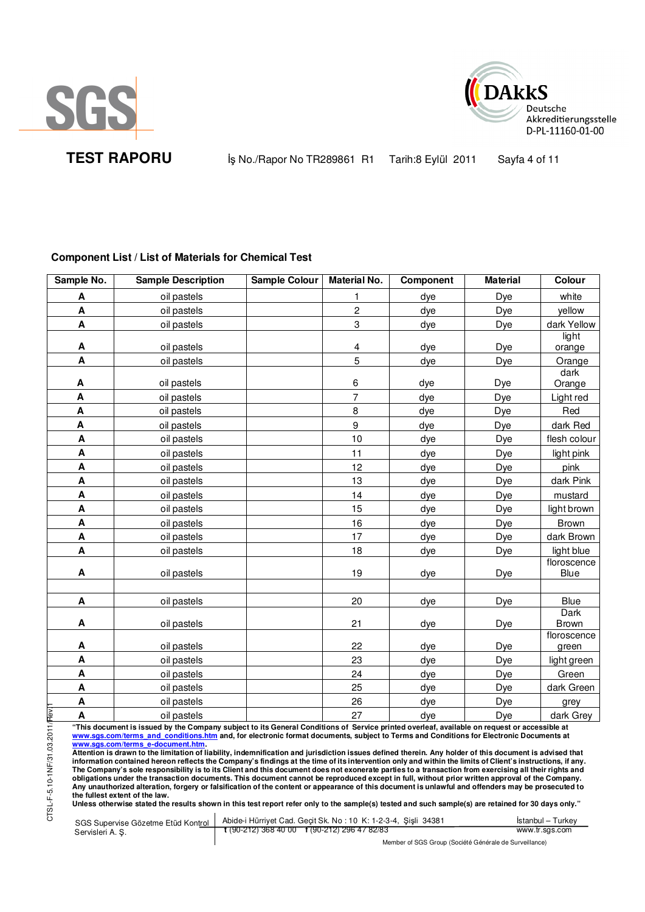**TEST RAPORU** İş No./Rapor No TR289861 R1 Tarih:8 Eylül 2011

## Component List / List of Materials for Chemical Test

| Sample No. | Sample Description | Sample Colour | Material No. | Component | Material | Colour |
|---|---|---|---|---|---|---|
| A | oil pastels | | 1 | dye | Dye | white |
| A | oil pastels | | 2 | dye | Dye | yellow |
| A | oil pastels | | 3 | dye | Dye | dark Yellow |
| A | oil pastels | | 4 | dye | Dye | light orange |
| A | oil pastels | | 5 | dye | Dye | Orange |
| A | oil pastels | | 6 | dye | Dye | dark Orange |
| A | oil pastels | | 7 | dye | Dye | Light red |
| A | oil pastels | | 8 | dye | Dye | Red |
| A | oil pastels | | 9 | dye | Dye | dark Red |
| A | oil pastels | | 10 | dye | Dye | flesh colour |
| A | oil pastels | | 11 | dye | Dye | light pink |
| A | oil pastels | | 12 | dye | Dye | pink |
| A | oil pastels | | 13 | dye | Dye | dark Pink |
| A | oil pastels | | 14 | dye | Dye | mustard |
| A | oil pastels | | 15 | dye | Dye | light brown |
| A | oil pastels | | 16 | dye | Dye | Brown |
| A | oil pastels | | 17 | dye | Dye | dark Brown |
| A | oil pastels | | 18 | dye | Dye | light blue |
| A | oil pastels | | 19 | dye | Dye | floroscence Blue |
| | | | | | | |
| A | oil pastels | | 20 | dye | Dye | Blue |
| A | oil pastels | | 21 | dye | Dye | Dark Brown |
| A | oil pastels | | 22 | dye | Dye | floroscence green |
| A | oil pastels | | 23 | dye | Dye | light green |
| A | oil pastels | | 24 | dye | Dye | Green |
| A | oil pastels | | 25 | dye | Dye | dark Green |
| A | oil pastels | | 26 | dye | Dye | grey |
| A | oil pastels | | 27 | dye | Dye | dark Grey |

**"This document is issued by the Company subject to its General Conditions of Service printed overleaf, available on request or accessible at www.sgs.com/terms_and_conditions.htm and, for electronic format documents, subject to Terms and Conditions for Electronic Documents at www.sgs.com/terms_e-document.htm.**
**Attention is drawn to the limitation of liability, indemnification and jurisdiction issues defined therein. Any holder of this document is advised that information contained hereon reflects the Company's findings at the time of its intervention only and within the limits of Client's instructions, if any. The Company's sole responsibility is to its Client and this document does not exonerate parties to a transaction from exercising all their rights and obligations under the transaction documents. This document cannot be reproduced except in full, without prior written approval of the Company. Any unauthorized alteration, forgery or falsification of the content or appearance of this document is unlawful and offenders may be prosecuted to the fullest extent of the law.**
**Unless otherwise stated the results shown in this test report refer only to the sample(s) tested and such sample(s) are retained for 30 days only."**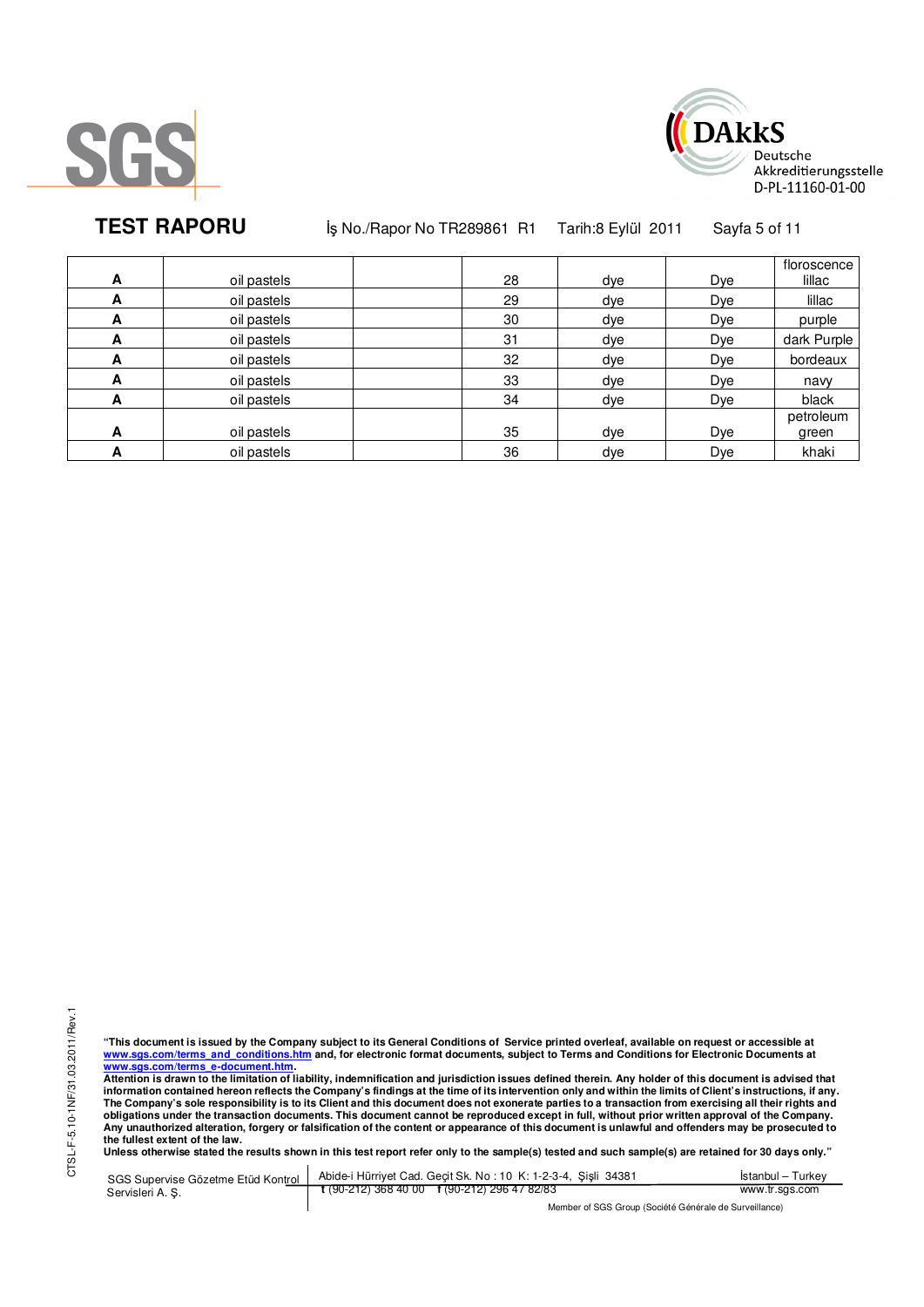| | | | | | | |
|---|---|---|---|---|---|---|
| **A** | oil pastels | | 28 | dye | Dye | floroscence lillac |
| **A** | oil pastels | | 29 | dye | Dye | lillac |
| **A** | oil pastels | | 30 | dye | Dye | purple |
| **A** | oil pastels | | 31 | dye | Dye | dark Purple |
| **A** | oil pastels | | 32 | dye | Dye | bordeaux |
| **A** | oil pastels | | 33 | dye | Dye | navy |
| **A** | oil pastels | | 34 | dye | Dye | black |
| **A** | oil pastels | | 35 | dye | Dye | petroleum green |
| **A** | oil pastels | | 36 | dye | Dye | khaki |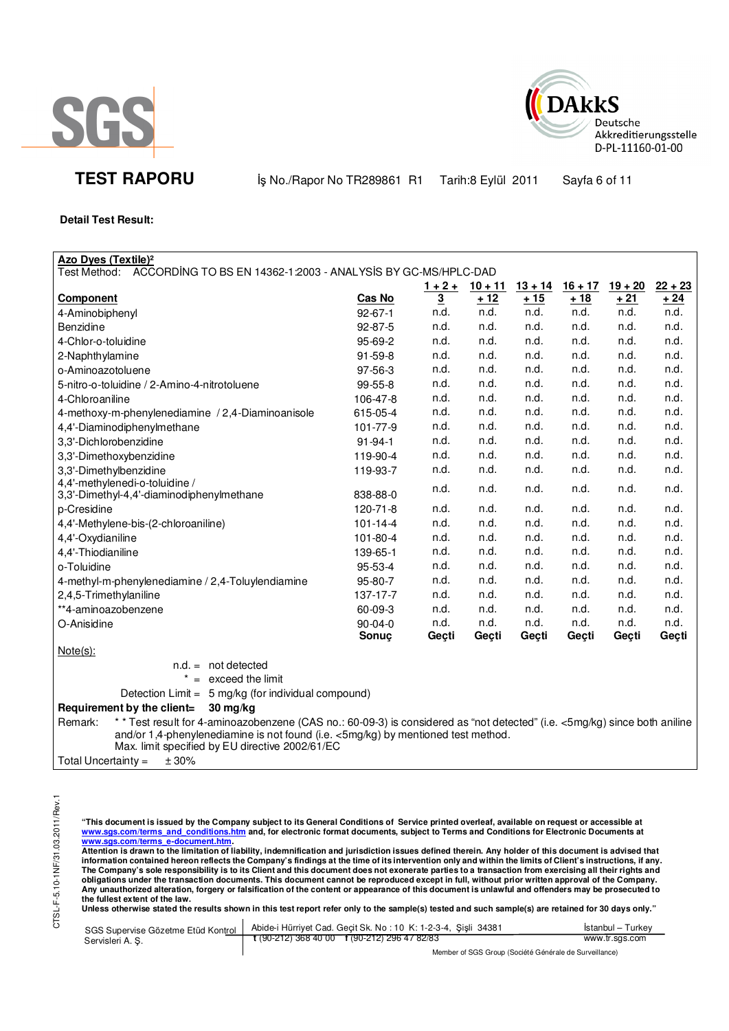**TEST RAPORU** İş No./Rapor No TR289861 R1 Tarih:8 Eylül 2011

**Detail Test Result:**

**Azo Dyes (Textile)²**

Test Method: ACCORDİNG TO BS EN 14362-1:2003 - ANALYSİS BY GC-MS/HPLC-DAD

| Component | Cas No | 1 + 2 + 3 | 10 + 11 + 12 | 13 + 14 + 15 | 16 + 17 + 18 | 19 + 20 + 21 | 22 + 23 + 24 |
|---|---|---|---|---|---|---|---|
| 4-Aminobiphenyl | 92-67-1 | n.d. | n.d. | n.d. | n.d. | n.d. | n.d. |
| Benzidine | 92-87-5 | n.d. | n.d. | n.d. | n.d. | n.d. | n.d. |
| 4-Chlor-o-toluidine | 95-69-2 | n.d. | n.d. | n.d. | n.d. | n.d. | n.d. |
| 2-Naphthylamine | 91-59-8 | n.d. | n.d. | n.d. | n.d. | n.d. | n.d. |
| o-Aminoazotoluene | 97-56-3 | n.d. | n.d. | n.d. | n.d. | n.d. | n.d. |
| 5-nitro-o-toluidine / 2-Amino-4-nitrotoluene | 99-55-8 | n.d. | n.d. | n.d. | n.d. | n.d. | n.d. |
| 4-Chloroaniline | 106-47-8 | n.d. | n.d. | n.d. | n.d. | n.d. | n.d. |
| 4-methoxy-m-phenylenediamine / 2,4-Diaminoanisole | 615-05-4 | n.d. | n.d. | n.d. | n.d. | n.d. | n.d. |
| 4,4'-Diaminodiphenylmethane | 101-77-9 | n.d. | n.d. | n.d. | n.d. | n.d. | n.d. |
| 3,3'-Dichlorobenzidine | 91-94-1 | n.d. | n.d. | n.d. | n.d. | n.d. | n.d. |
| 3,3'-Dimethoxybenzidine | 119-90-4 | n.d. | n.d. | n.d. | n.d. | n.d. | n.d. |
| 3,3'-Dimethylbenzidine | 119-93-7 | n.d. | n.d. | n.d. | n.d. | n.d. | n.d. |
| 4,4'-methylenedi-o-toluidine / 3,3'-Dimethyl-4,4'-diaminodiphenylmethane | 838-88-0 | n.d. | n.d. | n.d. | n.d. | n.d. | n.d. |
| p-Cresidine | 120-71-8 | n.d. | n.d. | n.d. | n.d. | n.d. | n.d. |
| 4,4'-Methylene-bis-(2-chloroaniline) | 101-14-4 | n.d. | n.d. | n.d. | n.d. | n.d. | n.d. |
| 4,4'-Oxydianiline | 101-80-4 | n.d. | n.d. | n.d. | n.d. | n.d. | n.d. |
| 4,4'-Thiodianiline | 139-65-1 | n.d. | n.d. | n.d. | n.d. | n.d. | n.d. |
| o-Toluidine | 95-53-4 | n.d. | n.d. | n.d. | n.d. | n.d. | n.d. |
| 4-methyl-m-phenylenediamine / 2,4-Toluylendiamine | 95-80-7 | n.d. | n.d. | n.d. | n.d. | n.d. | n.d. |
| 2,4,5-Trimethylaniline | 137-17-7 | n.d. | n.d. | n.d. | n.d. | n.d. | n.d. |
| **4-aminoazobenzene | 60-09-3 | n.d. | n.d. | n.d. | n.d. | n.d. | n.d. |
| O-Anisidine | 90-04-0 | n.d. | n.d. | n.d. | n.d. | n.d. | n.d. |
| | **Sonuç** | **Geçti** | **Geçti** | **Geçti** | **Geçti** | **Geçti** | **Geçti** |

Note(s):

n.d. = not detected

\* = exceed the limit

Detection Limit = 5 mg/kg (for individual compound)

**Requirement by the client= 30 mg/kg**

Remark: ** Test result for 4-aminoazobenzene (CAS no.: 60-09-3) is considered as "not detected" (i.e. <5mg/kg) since both aniline and/or 1,4-phenylenediamine is not found (i.e. <5mg/kg) by mentioned test method.
Max. limit specified by EU directive 2002/61/EC

Total Uncertainty = ± 30%

**"This document is issued by the Company subject to its General Conditions of Service printed overleaf, available on request or accessible at www.sgs.com/terms_and_conditions.htm and, for electronic format documents, subject to Terms and Conditions for Electronic Documents at www.sgs.com/terms_e-document.htm.**
**Attention is drawn to the limitation of liability, indemnification and jurisdiction issues defined therein. Any holder of this document is advised that information contained hereon reflects the Company's findings at the time of its intervention only and within the limits of Client's instructions, if any. The Company's sole responsibility is to its Client and this document does not exonerate parties to a transaction from exercising all their rights and obligations under the transaction documents. This document cannot be reproduced except in full, without prior written approval of the Company. Any unauthorized alteration, forgery or falsification of the content or appearance of this document is unlawful and offenders may be prosecuted to the fullest extent of the law.**
**Unless otherwise stated the results shown in this test report refer only to the sample(s) tested and such sample(s) are retained for 30 days only."**

SGS Supervise Gözetme Etüd Kontrol Servisleri A. Ş. | Abide-i Hürriyet Cad. Geçit Sk. No : 10 K: 1-2-3-4, Şişli 34381 | İstanbul – Turkey
t (90-212) 368 40 00 f (90-212) 296 47 82/83 | www.tr.sgs.com

Member of SGS Group (Société Générale de Surveillance)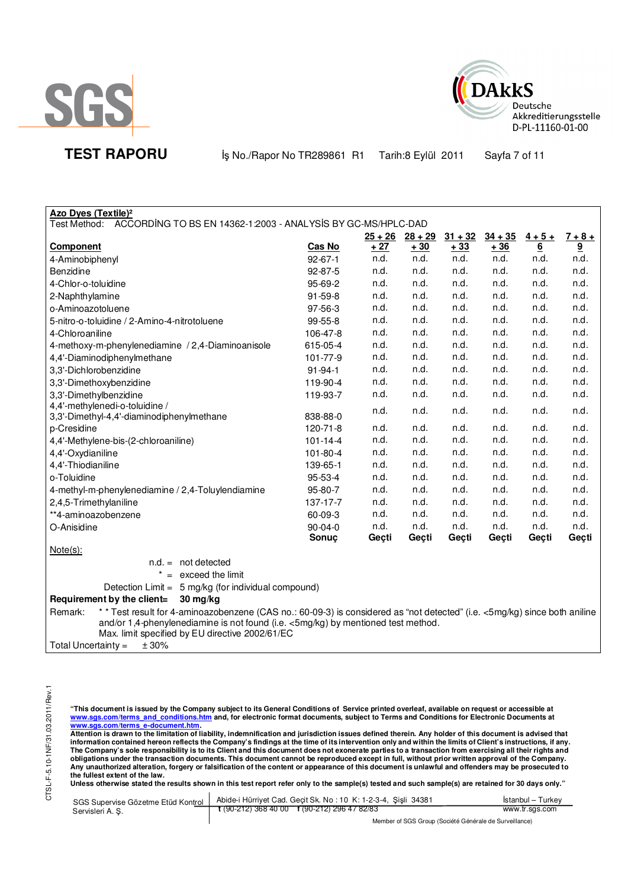**TEST RAPORU** İş No./Rapor No TR289861 R1 Tarih:8 Eylül 2011

**Azo Dyes (Textile)²**

Test Method: ACCORDİNG TO BS EN 14362-1:2003 - ANALYSİS BY GC-MS/HPLC-DAD

| Component | Cas No | 25 + 26 + 27 | 28 + 29 + 30 | 31 + 32 + 33 | 34 + 35 + 36 | 4 + 5 + 6 | 7 + 8 + 9 |
|---|---|---|---|---|---|---|---|
| 4-Aminobiphenyl | 92-67-1 | n.d. | n.d. | n.d. | n.d. | n.d. | n.d. |
| Benzidine | 92-87-5 | n.d. | n.d. | n.d. | n.d. | n.d. | n.d. |
| 4-Chlor-o-toluidine | 95-69-2 | n.d. | n.d. | n.d. | n.d. | n.d. | n.d. |
| 2-Naphthylamine | 91-59-8 | n.d. | n.d. | n.d. | n.d. | n.d. | n.d. |
| o-Aminoazotoluene | 97-56-3 | n.d. | n.d. | n.d. | n.d. | n.d. | n.d. |
| 5-nitro-o-toluidine / 2-Amino-4-nitrotoluene | 99-55-8 | n.d. | n.d. | n.d. | n.d. | n.d. | n.d. |
| 4-Chloroaniline | 106-47-8 | n.d. | n.d. | n.d. | n.d. | n.d. | n.d. |
| 4-methoxy-m-phenylenediamine / 2,4-Diaminoanisole | 615-05-4 | n.d. | n.d. | n.d. | n.d. | n.d. | n.d. |
| 4,4'-Diaminodiphenylmethane | 101-77-9 | n.d. | n.d. | n.d. | n.d. | n.d. | n.d. |
| 3,3'-Dichlorobenzidine | 91-94-1 | n.d. | n.d. | n.d. | n.d. | n.d. | n.d. |
| 3,3'-Dimethoxybenzidine | 119-90-4 | n.d. | n.d. | n.d. | n.d. | n.d. | n.d. |
| 3,3'-Dimethylbenzidine | 119-93-7 | n.d. | n.d. | n.d. | n.d. | n.d. | n.d. |
| 4,4'-methylenedi-o-toluidine / 3,3'-Dimethyl-4,4'-diaminodiphenylmethane | 838-88-0 | n.d. | n.d. | n.d. | n.d. | n.d. | n.d. |
| p-Cresidine | 120-71-8 | n.d. | n.d. | n.d. | n.d. | n.d. | n.d. |
| 4,4'-Methylene-bis-(2-chloroaniline) | 101-14-4 | n.d. | n.d. | n.d. | n.d. | n.d. | n.d. |
| 4,4'-Oxydianiline | 101-80-4 | n.d. | n.d. | n.d. | n.d. | n.d. | n.d. |
| 4,4'-Thiodianiline | 139-65-1 | n.d. | n.d. | n.d. | n.d. | n.d. | n.d. |
| o-Toluidine | 95-53-4 | n.d. | n.d. | n.d. | n.d. | n.d. | n.d. |
| 4-methyl-m-phenylenediamine / 2,4-Toluylendiamine | 95-80-7 | n.d. | n.d. | n.d. | n.d. | n.d. | n.d. |
| 2,4,5-Trimethylaniline | 137-17-7 | n.d. | n.d. | n.d. | n.d. | n.d. | n.d. |
| **4-aminoazobenzene | 60-09-3 | n.d. | n.d. | n.d. | n.d. | n.d. | n.d. |
| O-Anisidine | 90-04-0 | n.d. | n.d. | n.d. | n.d. | n.d. | n.d. |
| | **Sonuç** | **Geçti** | **Geçti** | **Geçti** | **Geçti** | **Geçti** | **Geçti** |

Note(s):

n.d. = not detected

\* = exceed the limit

Detection Limit = 5 mg/kg (for individual compound)

**Requirement by the client= 30 mg/kg**

Remark: ** Test result for 4-aminoazobenzene (CAS no.: 60-09-3) is considered as "not detected" (i.e. <5mg/kg) since both aniline and/or 1,4-phenylenediamine is not found (i.e. <5mg/kg) by mentioned test method.
Max. limit specified by EU directive 2002/61/EC

Total Uncertainty = ± 30%

**"This document is issued by the Company subject to its General Conditions of Service printed overleaf, available on request or accessible at www.sgs.com/terms_and_conditions.htm and, for electronic format documents, subject to Terms and Conditions for Electronic Documents at www.sgs.com/terms_e-document.htm.**
**Attention is drawn to the limitation of liability, indemnification and jurisdiction issues defined therein. Any holder of this document is advised that information contained hereon reflects the Company's findings at the time of its intervention only and within the limits of Client's instructions, if any. The Company's sole responsibility is to its Client and this document does not exonerate parties to a transaction from exercising all their rights and obligations under the transaction documents. This document cannot be reproduced except in full, without prior written approval of the Company. Any unauthorized alteration, forgery or falsification of the content or appearance of this document is unlawful and offenders may be prosecuted to the fullest extent of the law.**
**Unless otherwise stated the results shown in this test report refer only to the sample(s) tested and such sample(s) are retained for 30 days only."**

SGS Supervise Gözetme Etüd Kontrol Servisleri A. Ş. | Abide-i Hürriyet Cad. Geçit Sk. No : 10 K: 1-2-3-4, Şişli 34381 İstanbul – Turkey | t (90-212) 368 40 00 f (90-212) 296 47 82/83 www.tr.sgs.com

Member of SGS Group (Société Générale de Surveillance)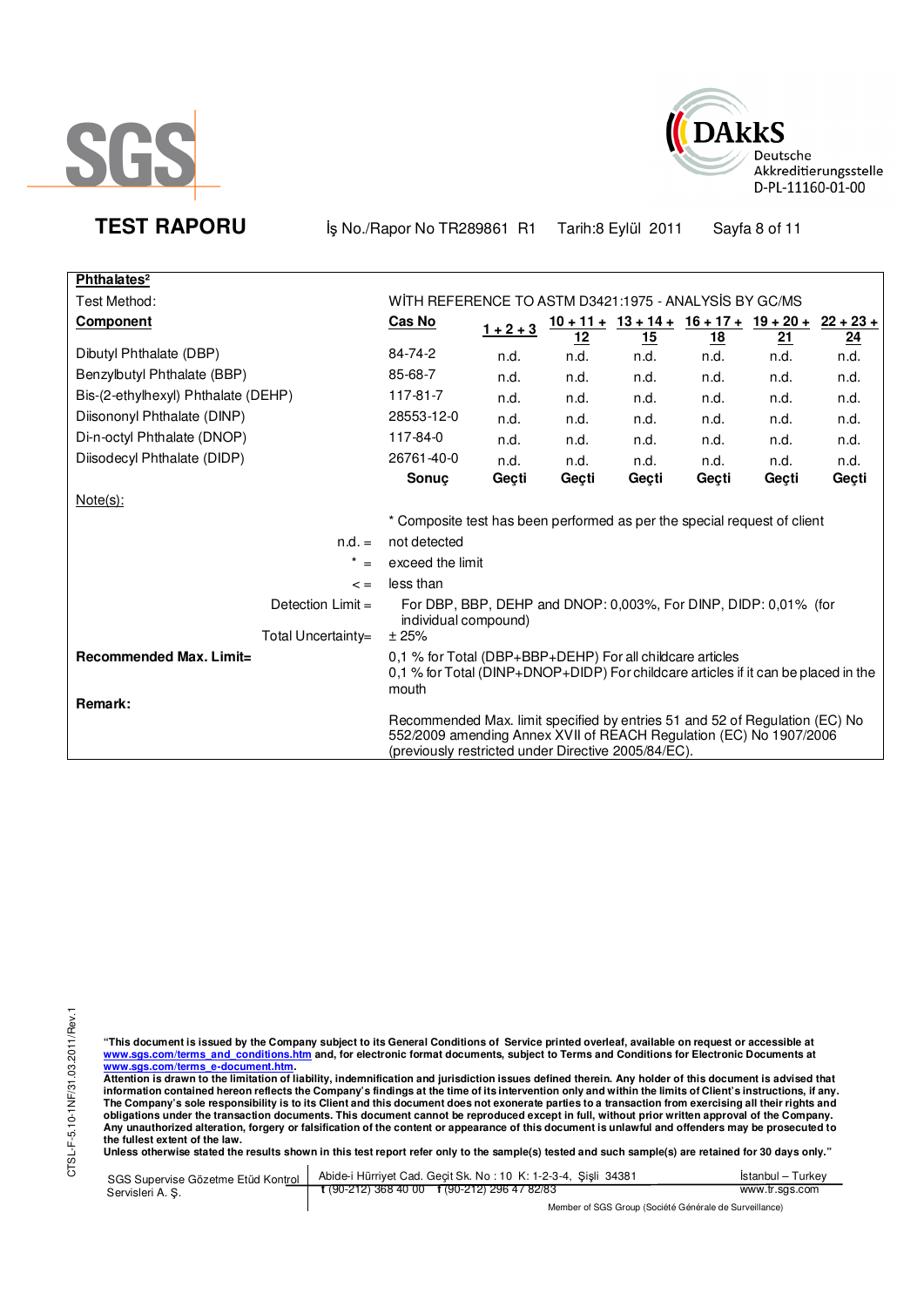SGS

DAkkS Deutsche Akkreditierungsstelle D-PL-11160-01-00

**TEST RAPORU** İş No./Rapor No TR289861 R1 Tarih:8 Eylül 2011

| **Phthalates²** | | | | | | | |
|---|---|---|---|---|---|---|---|
| Test Method: | WİTH REFERENCE TO ASTM D3421:1975 - ANALYSİS BY GC/MS | | | | | | |
| **Component** | **Cas No** | **1 + 2 + 3** | **10 + 11 + 12** | **13 + 14 + 15** | **16 + 17 + 18** | **19 + 20 + 21** | **22 + 23 + 24** |
| Dibutyl Phthalate (DBP) | 84-74-2 | n.d. | n.d. | n.d. | n.d. | n.d. | n.d. |
| Benzylbutyl Phthalate (BBP) | 85-68-7 | n.d. | n.d. | n.d. | n.d. | n.d. | n.d. |
| Bis-(2-ethylhexyl) Phthalate (DEHP) | 117-81-7 | n.d. | n.d. | n.d. | n.d. | n.d. | n.d. |
| Diisononyl Phthalate (DINP) | 28553-12-0 | n.d. | n.d. | n.d. | n.d. | n.d. | n.d. |
| Di-n-octyl Phthalate (DNOP) | 117-84-0 | n.d. | n.d. | n.d. | n.d. | n.d. | n.d. |
| Diisodecyl Phthalate (DIDP) | 26761-40-0 | n.d. | n.d. | n.d. | n.d. | n.d. | n.d. |
| | **Sonuç** | **Geçti** | **Geçti** | **Geçti** | **Geçti** | **Geçti** | **Geçti** |

Note(s):

\* Composite test has been performed as per the special request of client

n.d. = not detected

\* = exceed the limit

< = less than

Detection Limit = For DBP, BBP, DEHP and DNOP: 0,003%, For DINP, DIDP: 0,01% (for individual compound)

Total Uncertainty= ± 25%

**Recommended Max. Limit=** 0,1 % for Total (DBP+BBP+DEHP) For all childcare articles
0,1 % for Total (DINP+DNOP+DIDP) For childcare articles if it can be placed in the mouth

**Remark:**

Recommended Max. limit specified by entries 51 and 52 of Regulation (EC) No 552/2009 amending Annex XVII of REACH Regulation (EC) No 1907/2006 (previously restricted under Directive 2005/84/EC).

**"This document is issued by the Company subject to its General Conditions of Service printed overleaf, available on request or accessible at www.sgs.com/terms_and_conditions.htm and, for electronic format documents, subject to Terms and Conditions for Electronic Documents at www.sgs.com/terms_e-document.htm.**
**Attention is drawn to the limitation of liability, indemnification and jurisdiction issues defined therein. Any holder of this document is advised that information contained hereon reflects the Company's findings at the time of its intervention only and within the limits of Client's instructions, if any. The Company's sole responsibility is to its Client and this document does not exonerate parties to a transaction from exercising all their rights and obligations under the transaction documents. This document cannot be reproduced except in full, without prior written approval of the Company. Any unauthorized alteration, forgery or falsification of the content or appearance of this document is unlawful and offenders may be prosecuted to the fullest extent of the law.**
**Unless otherwise stated the results shown in this test report refer only to the sample(s) tested and such sample(s) are retained for 30 days only."**

SGS Supervise Gözetme Etüd Kontrol Servisleri A. Ş. | Abide-i Hürriyet Cad. Geçit Sk. No : 10 K: 1-2-3-4, Şişli 34381 t (90-212) 368 40 00 f (90-212) 296 47 82/83 | İstanbul – Turkey www.tr.sgs.com

Member of SGS Group (Société Générale de Surveillance)

CTSL-F-5.10-1NF/31.03.2011/Rev.1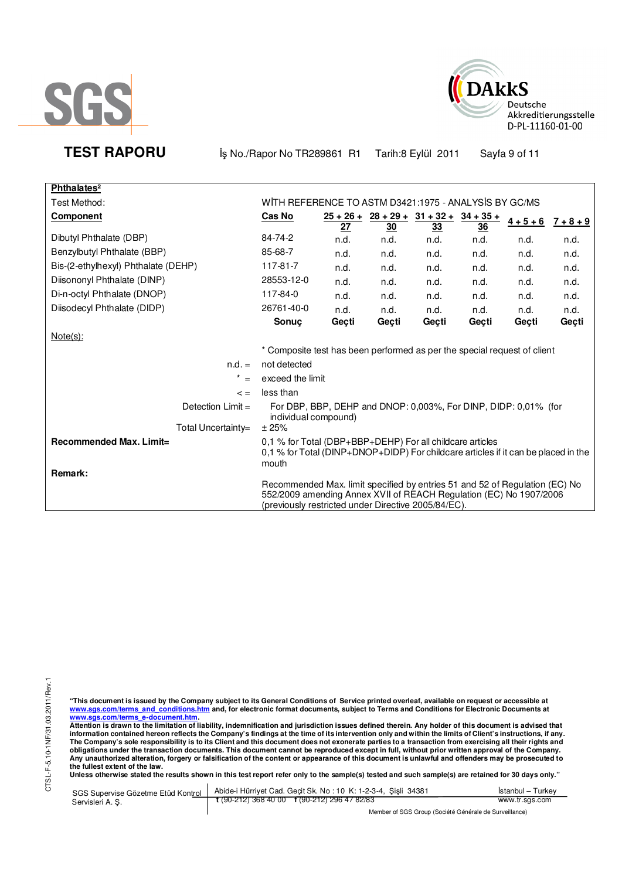**SGS**

**DAkkS** Deutsche Akkreditierungsstelle D-PL-11160-01-00

**TEST RAPORU** İş No./Rapor No TR289861 R1 Tarih:8 Eylül 2011

| **Phthalates**[2] | | | | | | | |
|---|---|---|---|---|---|---|---|
| Test Method: | WİTH REFERENCE TO ASTM D3421:1975 - ANALYSİS BY GC/MS | | | | | | |
| **Component** | **Cas No** | **25 + 26 + 27** | **28 + 29 + 30** | **31 + 32 + 33** | **34 + 35 + 36** | **4 + 5 + 6** | **7 + 8 + 9** |
| Dibutyl Phthalate (DBP) | 84-74-2 | n.d. | n.d. | n.d. | n.d. | n.d. | n.d. |
| Benzylbutyl Phthalate (BBP) | 85-68-7 | n.d. | n.d. | n.d. | n.d. | n.d. | n.d. |
| Bis-(2-ethylhexyl) Phthalate (DEHP) | 117-81-7 | n.d. | n.d. | n.d. | n.d. | n.d. | n.d. |
| Diisononyl Phthalate (DINP) | 28553-12-0 | n.d. | n.d. | n.d. | n.d. | n.d. | n.d. |
| Di-n-octyl Phthalate (DNOP) | 117-84-0 | n.d. | n.d. | n.d. | n.d. | n.d. | n.d. |
| Diisodecyl Phthalate (DIDP) | 26761-40-0 | n.d. | n.d. | n.d. | n.d. | n.d. | n.d. |
| | **Sonuç** | **Geçti** | **Geçti** | **Geçti** | **Geçti** | **Geçti** | **Geçti** |

Note(s):

* Composite test has been performed as per the special request of client

n.d. = not detected

* = exceed the limit

< = less than

Detection Limit = For DBP, BBP, DEHP and DNOP: 0,003%, For DINP, DIDP: 0,01% (for individual compound)

Total Uncertainty= ± 25%

**Recommended Max. Limit=** 0,1 % for Total (DBP+BBP+DEHP) For all childcare articles
0,1 % for Total (DINP+DNOP+DIDP) For childcare articles if it can be placed in the mouth

**Remark:**

Recommended Max. limit specified by entries 51 and 52 of Regulation (EC) No 552/2009 amending Annex XVII of REACH Regulation (EC) No 1907/2006 (previously restricted under Directive 2005/84/EC).

**"This document is issued by the Company subject to its General Conditions of Service printed overleaf, available on request or accessible at www.sgs.com/terms_and_conditions.htm and, for electronic format documents, subject to Terms and Conditions for Electronic Documents at www.sgs.com/terms_e-document.htm.**
**Attention is drawn to the limitation of liability, indemnification and jurisdiction issues defined therein. Any holder of this document is advised that information contained hereon reflects the Company's findings at the time of its intervention only and within the limits of Client's instructions, if any. The Company's sole responsibility is to its Client and this document does not exonerate parties to a transaction from exercising all their rights and obligations under the transaction documents. This document cannot be reproduced except in full, without prior written approval of the Company. Any unauthorized alteration, forgery or falsification of the content or appearance of this document is unlawful and offenders may be prosecuted to the fullest extent of the law.**
**Unless otherwise stated the results shown in this test report refer only to the sample(s) tested and such sample(s) are retained for 30 days only."**

SGS Supervise Gözetme Etüd Kontrol Servisleri A. Ş. | Abide-i Hürriyet Cad. Geçit Sk. No : 10 K: 1-2-3-4, Şişli 34381 t (90-212) 368 40 00 f (90-212) 296 47 82/83 | İstanbul – Turkey www.tr.sgs.com

Member of SGS Group (Société Générale de Surveillance)

CTSL-F-5.10-1NF/31.03.2011/Rev.1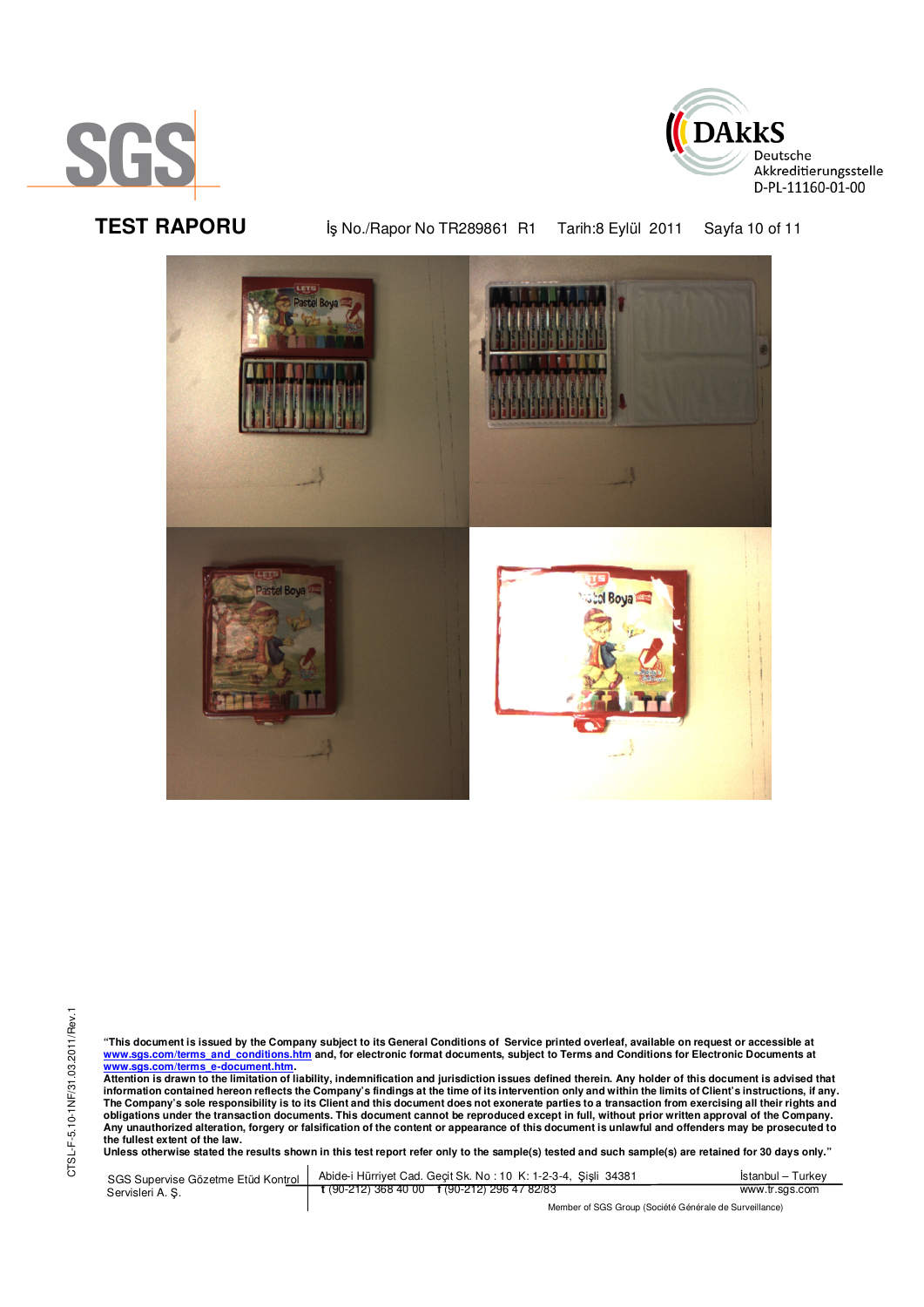**TEST RAPORU** İş No./Rapor No TR289861 R1 Tarih:8 Eylül 2011

"This document is issued by the Company subject to its General Conditions of Service printed overleaf, available on request or accessible at www.sgs.com/terms_and_conditions.htm and, for electronic format documents, subject to Terms and Conditions for Electronic Documents at www.sgs.com/terms_e-document.htm.
Attention is drawn to the limitation of liability, indemnification and jurisdiction issues defined therein. Any holder of this document is advised that information contained hereon reflects the Company's findings at the time of its intervention only and within the limits of Client's instructions, if any. The Company's sole responsibility is to its Client and this document does not exonerate parties to a transaction from exercising all their rights and obligations under the transaction documents. This document cannot be reproduced except in full, without prior written approval of the Company. Any unauthorized alteration, forgery or falsification of the content or appearance of this document is unlawful and offenders may be prosecuted to the fullest extent of the law.
Unless otherwise stated the results shown in this test report refer only to the sample(s) tested and such sample(s) are retained for 30 days only."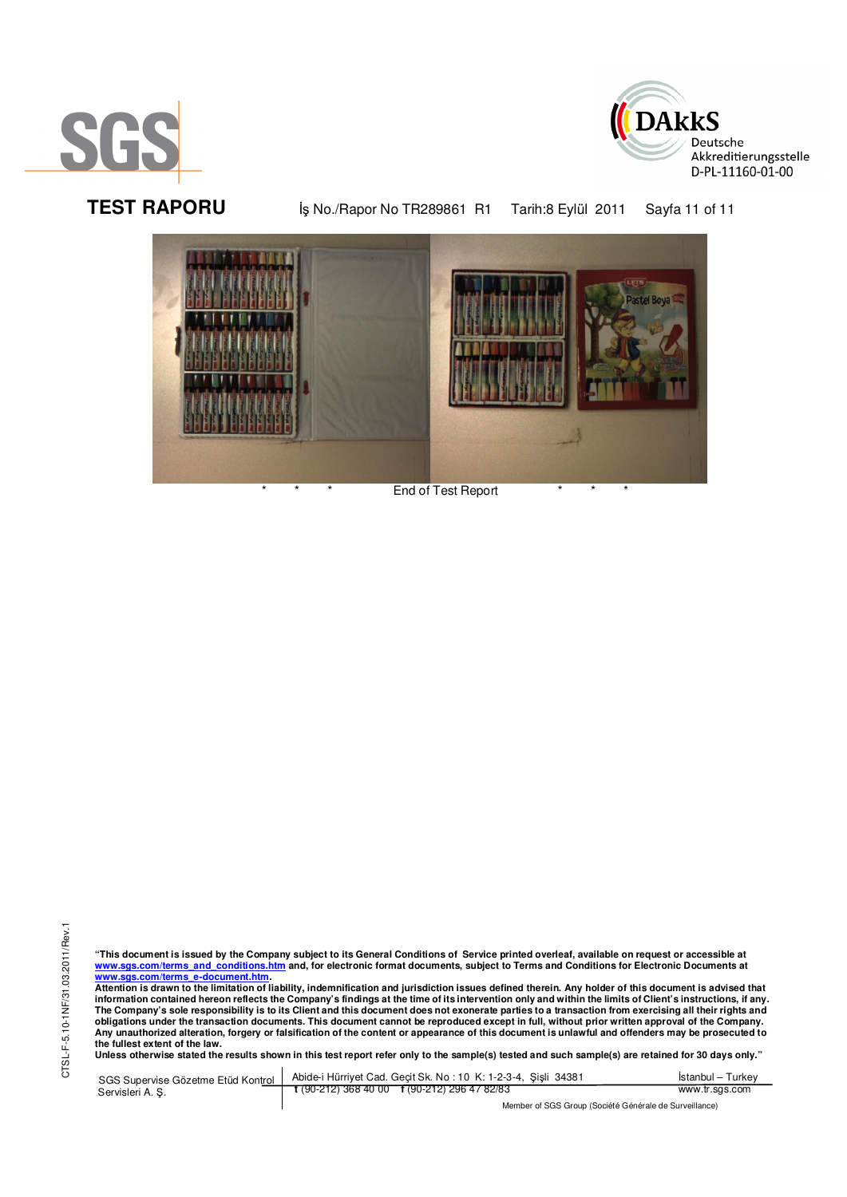\*   \*   \*   End of Test Report   \*   \*   \*

"This document is issued by the Company subject to its General Conditions of Service printed overleaf, available on request or accessible at www.sgs.com/terms_and_conditions.htm and, for electronic format documents, subject to Terms and Conditions for Electronic Documents at www.sgs.com/terms_e-document.htm.
Attention is drawn to the limitation of liability, indemnification and jurisdiction issues defined therein. Any holder of this document is advised that information contained hereon reflects the Company's findings at the time of its intervention only and within the limits of Client's instructions, if any. The Company's sole responsibility is to its Client and this document does not exonerate parties to a transaction from exercising all their rights and obligations under the transaction documents. This document cannot be reproduced except in full, without prior written approval of the Company. Any unauthorized alteration, forgery or falsification of the content or appearance of this document is unlawful and offenders may be prosecuted to the fullest extent of the law.
Unless otherwise stated the results shown in this test report refer only to the sample(s) tested and such sample(s) are retained for 30 days only."

SGS Supervise Gözetme Etüd Kontrol Servisleri A. Ş. | Abide-i Hürriyet Cad. Geçit Sk. No : 10 K: 1-2-3-4, Şişli 34381 | İstanbul – Turkey
t (90-212) 368 40 00 f (90-212) 296 47 82/83 | www.tr.sgs.com

Member of SGS Group (Société Générale de Surveillance)